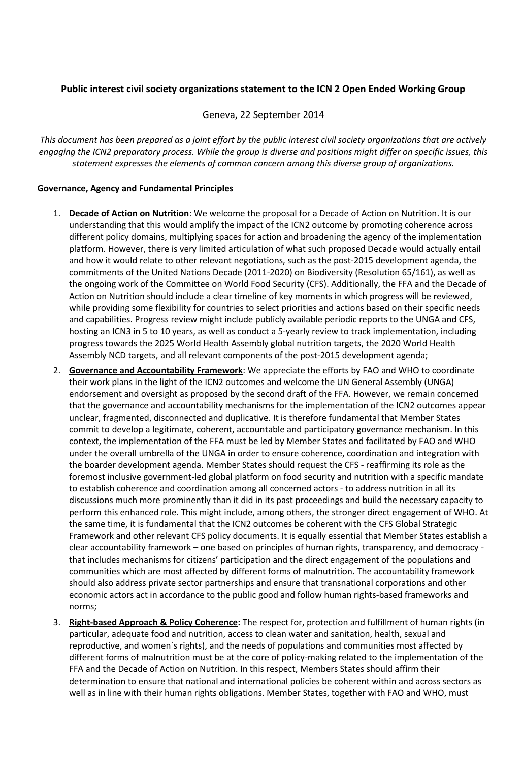**Public interest civil society organizations statement to the ICN 2 Open Ended Working Group**

Geneva, 22 September 2014

*This document has been prepared as a joint effort by the public interest civil society organizations that are actively engaging the ICN2 preparatory process. While the group is diverse and positions might differ on specific issues, this statement expresses the elements of common concern among this diverse group of organizations.*

**Governance, Agency and Fundamental Principles**

1. **Decade of Action on Nutrition**: We welcome the proposal for a Decade of Action on Nutrition. It is our understanding that this would amplify the impact of the ICN2 outcome by promoting coherence across different policy domains, multiplying spaces for action and broadening the agency of the implementation platform. However, there is very limited articulation of what such proposed Decade would actually entail and how it would relate to other relevant negotiations, such as the post-2015 development agenda, the commitments of the United Nations Decade (2011-2020) on Biodiversity (Resolution 65/161), as well as the ongoing work of the Committee on World Food Security (CFS). Additionally, the FFA and the Decade of Action on Nutrition should include a clear timeline of key moments in which progress will be reviewed, while providing some flexibility for countries to select priorities and actions based on their specific needs and capabilities. Progress review might include publicly available periodic reports to the UNGA and CFS, hosting an ICN3 in 5 to 10 years, as well as conduct a 5-yearly review to track implementation, including progress towards the 2025 World Health Assembly global nutrition targets, the 2020 World Health Assembly NCD targets, and all relevant components of the post-2015 development agenda;

2. **Governance and Accountability Framework**: We appreciate the efforts by FAO and WHO to coordinate their work plans in the light of the ICN2 outcomes and welcome the UN General Assembly (UNGA) endorsement and oversight as proposed by the second draft of the FFA. However, we remain concerned that the governance and accountability mechanisms for the implementation of the ICN2 outcomes appear unclear, fragmented, disconnected and duplicative. It is therefore fundamental that Member States commit to develop a legitimate, coherent, accountable and participatory governance mechanism. In this context, the implementation of the FFA must be led by Member States and facilitated by FAO and WHO under the overall umbrella of the UNGA in order to ensure coherence, coordination and integration with the boarder development agenda. Member States should request the CFS - reaffirming its role as the foremost inclusive government-led global platform on food security and nutrition with a specific mandate to establish coherence and coordination among all concerned actors - to address nutrition in all its discussions much more prominently than it did in its past proceedings and build the necessary capacity to perform this enhanced role. This might include, among others, the stronger direct engagement of WHO. At the same time, it is fundamental that the ICN2 outcomes be coherent with the CFS Global Strategic Framework and other relevant CFS policy documents. It is equally essential that Member States establish a clear accountability framework – one based on principles of human rights, transparency, and democracy - that includes mechanisms for citizens' participation and the direct engagement of the populations and communities which are most affected by different forms of malnutrition. The accountability framework should also address private sector partnerships and ensure that transnational corporations and other economic actors act in accordance to the public good and follow human rights-based frameworks and norms;

3. **Right-based Approach & Policy Coherence:** The respect for, protection and fulfillment of human rights (in particular, adequate food and nutrition, access to clean water and sanitation, health, sexual and reproductive, and women´s rights), and the needs of populations and communities most affected by different forms of malnutrition must be at the core of policy-making related to the implementation of the FFA and the Decade of Action on Nutrition. In this respect, Members States should affirm their determination to ensure that national and international policies be coherent within and across sectors as well as in line with their human rights obligations. Member States, together with FAO and WHO, must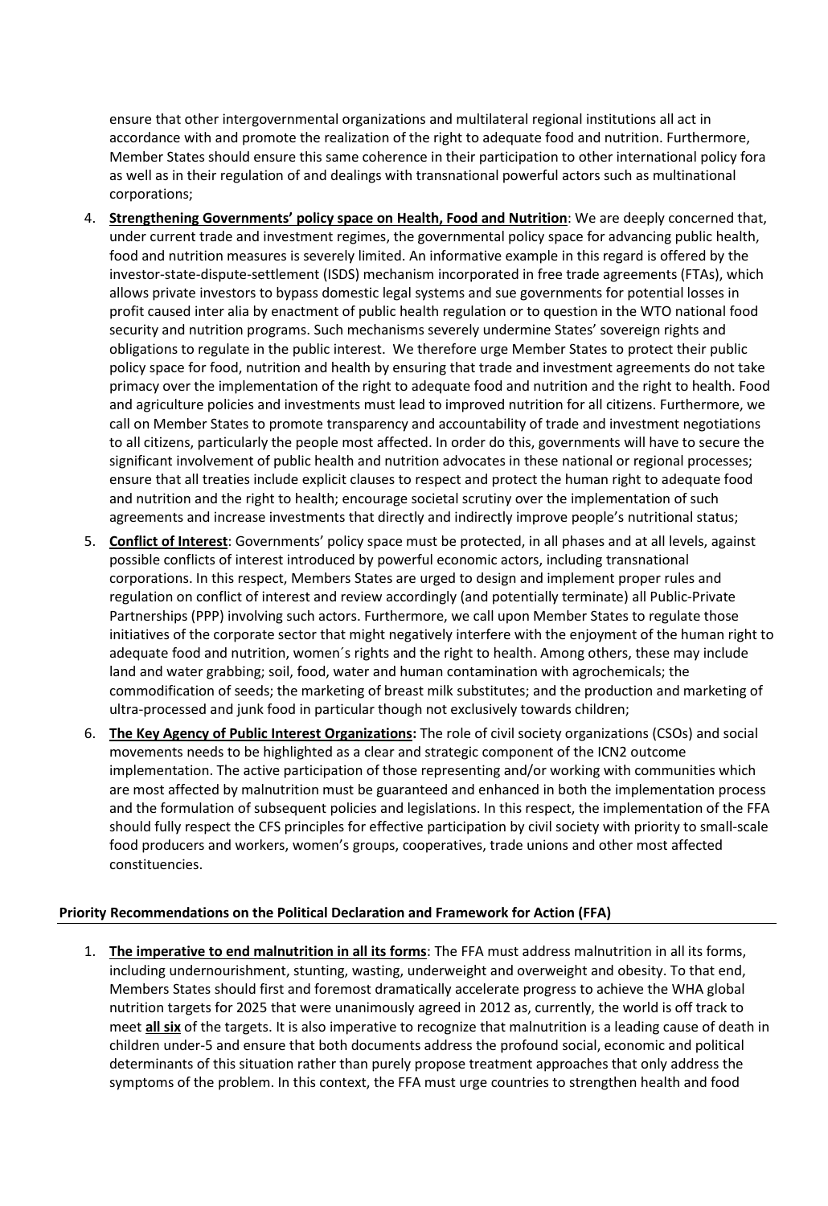ensure that other intergovernmental organizations and multilateral regional institutions all act in accordance with and promote the realization of the right to adequate food and nutrition. Furthermore, Member States should ensure this same coherence in their participation to other international policy fora as well as in their regulation of and dealings with transnational powerful actors such as multinational corporations;

4. **Strengthening Governments' policy space on Health, Food and Nutrition**: We are deeply concerned that, under current trade and investment regimes, the governmental policy space for advancing public health, food and nutrition measures is severely limited. An informative example in this regard is offered by the investor-state-dispute-settlement (ISDS) mechanism incorporated in free trade agreements (FTAs), which allows private investors to bypass domestic legal systems and sue governments for potential losses in profit caused inter alia by enactment of public health regulation or to question in the WTO national food security and nutrition programs. Such mechanisms severely undermine States' sovereign rights and obligations to regulate in the public interest. We therefore urge Member States to protect their public policy space for food, nutrition and health by ensuring that trade and investment agreements do not take primacy over the implementation of the right to adequate food and nutrition and the right to health. Food and agriculture policies and investments must lead to improved nutrition for all citizens. Furthermore, we call on Member States to promote transparency and accountability of trade and investment negotiations to all citizens, particularly the people most affected. In order do this, governments will have to secure the significant involvement of public health and nutrition advocates in these national or regional processes; ensure that all treaties include explicit clauses to respect and protect the human right to adequate food and nutrition and the right to health; encourage societal scrutiny over the implementation of such agreements and increase investments that directly and indirectly improve people's nutritional status;

5. **Conflict of Interest**: Governments' policy space must be protected, in all phases and at all levels, against possible conflicts of interest introduced by powerful economic actors, including transnational corporations. In this respect, Members States are urged to design and implement proper rules and regulation on conflict of interest and review accordingly (and potentially terminate) all Public-Private Partnerships (PPP) involving such actors. Furthermore, we call upon Member States to regulate those initiatives of the corporate sector that might negatively interfere with the enjoyment of the human right to adequate food and nutrition, women´s rights and the right to health. Among others, these may include land and water grabbing; soil, food, water and human contamination with agrochemicals; the commodification of seeds; the marketing of breast milk substitutes; and the production and marketing of ultra-processed and junk food in particular though not exclusively towards children;

6. **The Key Agency of Public Interest Organizations:** The role of civil society organizations (CSOs) and social movements needs to be highlighted as a clear and strategic component of the ICN2 outcome implementation. The active participation of those representing and/or working with communities which are most affected by malnutrition must be guaranteed and enhanced in both the implementation process and the formulation of subsequent policies and legislations. In this respect, the implementation of the FFA should fully respect the CFS principles for effective participation by civil society with priority to small-scale food producers and workers, women's groups, cooperatives, trade unions and other most affected constituencies.

## Priority Recommendations on the Political Declaration and Framework for Action (FFA)

1. **The imperative to end malnutrition in all its forms**: The FFA must address malnutrition in all its forms, including undernourishment, stunting, wasting, underweight and overweight and obesity. To that end, Members States should first and foremost dramatically accelerate progress to achieve the WHA global nutrition targets for 2025 that were unanimously agreed in 2012 as, currently, the world is off track to meet **all six** of the targets. It is also imperative to recognize that malnutrition is a leading cause of death in children under-5 and ensure that both documents address the profound social, economic and political determinants of this situation rather than purely propose treatment approaches that only address the symptoms of the problem. In this context, the FFA must urge countries to strengthen health and food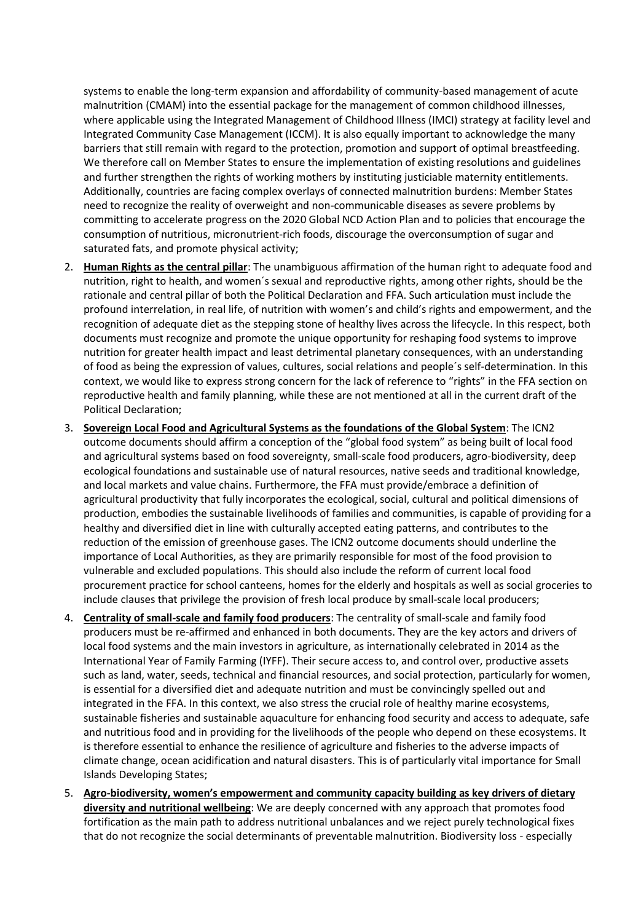systems to enable the long-term expansion and affordability of community-based management of acute malnutrition (CMAM) into the essential package for the management of common childhood illnesses, where applicable using the Integrated Management of Childhood Illness (IMCI) strategy at facility level and Integrated Community Case Management (ICCM). It is also equally important to acknowledge the many barriers that still remain with regard to the protection, promotion and support of optimal breastfeeding. We therefore call on Member States to ensure the implementation of existing resolutions and guidelines and further strengthen the rights of working mothers by instituting justiciable maternity entitlements. Additionally, countries are facing complex overlays of connected malnutrition burdens: Member States need to recognize the reality of overweight and non-communicable diseases as severe problems by committing to accelerate progress on the 2020 Global NCD Action Plan and to policies that encourage the consumption of nutritious, micronutrient-rich foods, discourage the overconsumption of sugar and saturated fats, and promote physical activity;

2. **Human Rights as the central pillar**: The unambiguous affirmation of the human right to adequate food and nutrition, right to health, and women´s sexual and reproductive rights, among other rights, should be the rationale and central pillar of both the Political Declaration and FFA. Such articulation must include the profound interrelation, in real life, of nutrition with women's and child's rights and empowerment, and the recognition of adequate diet as the stepping stone of healthy lives across the lifecycle. In this respect, both documents must recognize and promote the unique opportunity for reshaping food systems to improve nutrition for greater health impact and least detrimental planetary consequences, with an understanding of food as being the expression of values, cultures, social relations and people´s self-determination. In this context, we would like to express strong concern for the lack of reference to "rights" in the FFA section on reproductive health and family planning, while these are not mentioned at all in the current draft of the Political Declaration;

3. **Sovereign Local Food and Agricultural Systems as the foundations of the Global System**: The ICN2 outcome documents should affirm a conception of the "global food system" as being built of local food and agricultural systems based on food sovereignty, small-scale food producers, agro-biodiversity, deep ecological foundations and sustainable use of natural resources, native seeds and traditional knowledge, and local markets and value chains. Furthermore, the FFA must provide/embrace a definition of agricultural productivity that fully incorporates the ecological, social, cultural and political dimensions of production, embodies the sustainable livelihoods of families and communities, is capable of providing for a healthy and diversified diet in line with culturally accepted eating patterns, and contributes to the reduction of the emission of greenhouse gases. The ICN2 outcome documents should underline the importance of Local Authorities, as they are primarily responsible for most of the food provision to vulnerable and excluded populations. This should also include the reform of current local food procurement practice for school canteens, homes for the elderly and hospitals as well as social groceries to include clauses that privilege the provision of fresh local produce by small-scale local producers;

4. **Centrality of small-scale and family food producers**: The centrality of small-scale and family food producers must be re-affirmed and enhanced in both documents. They are the key actors and drivers of local food systems and the main investors in agriculture, as internationally celebrated in 2014 as the International Year of Family Farming (IYFF). Their secure access to, and control over, productive assets such as land, water, seeds, technical and financial resources, and social protection, particularly for women, is essential for a diversified diet and adequate nutrition and must be convincingly spelled out and integrated in the FFA. In this context, we also stress the crucial role of healthy marine ecosystems, sustainable fisheries and sustainable aquaculture for enhancing food security and access to adequate, safe and nutritious food and in providing for the livelihoods of the people who depend on these ecosystems. It is therefore essential to enhance the resilience of agriculture and fisheries to the adverse impacts of climate change, ocean acidification and natural disasters. This is of particularly vital importance for Small Islands Developing States;

5. **Agro-biodiversity, women's empowerment and community capacity building as key drivers of dietary diversity and nutritional wellbeing**: We are deeply concerned with any approach that promotes food fortification as the main path to address nutritional unbalances and we reject purely technological fixes that do not recognize the social determinants of preventable malnutrition. Biodiversity loss - especially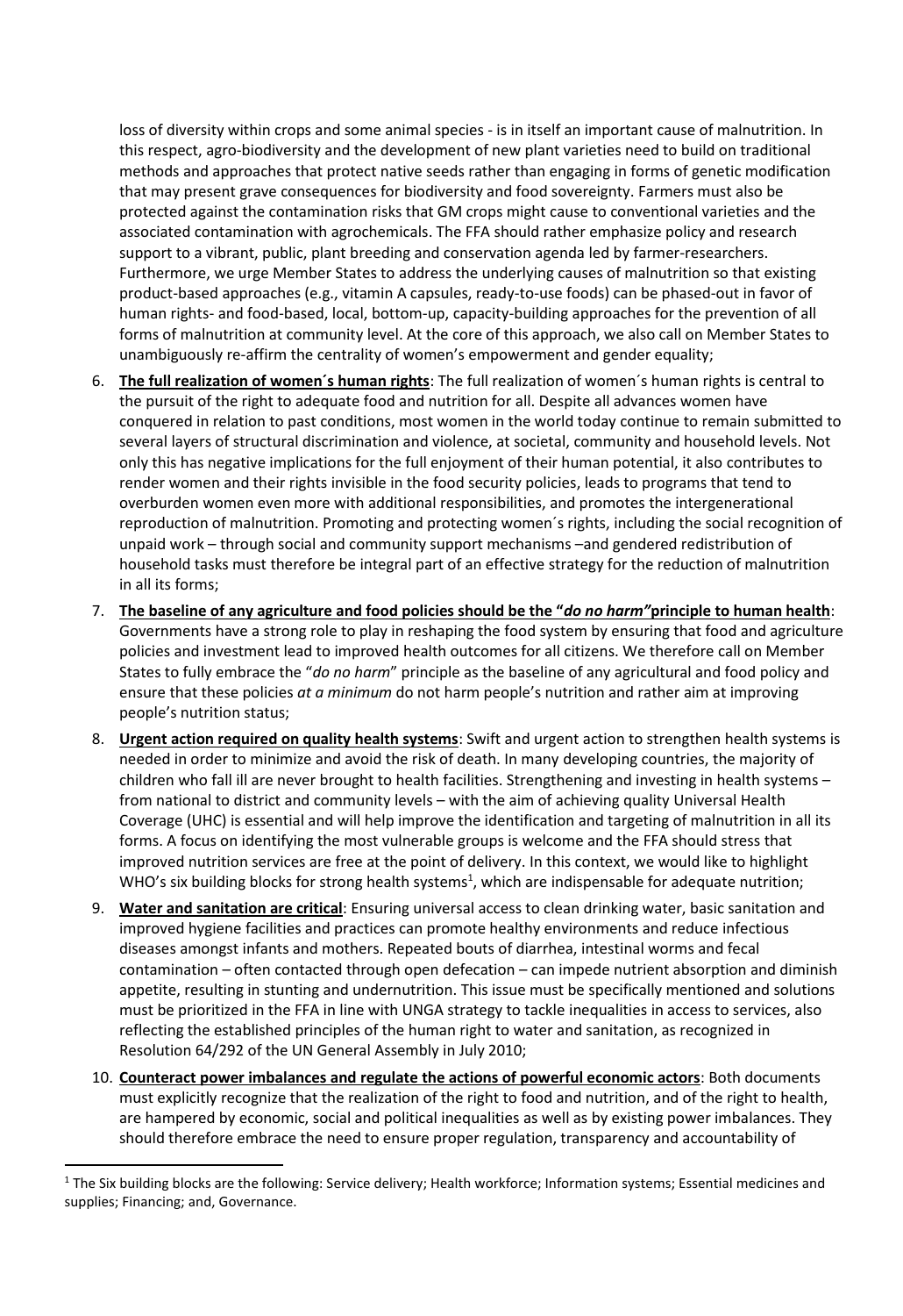loss of diversity within crops and some animal species - is in itself an important cause of malnutrition. In this respect, agro-biodiversity and the development of new plant varieties need to build on traditional methods and approaches that protect native seeds rather than engaging in forms of genetic modification that may present grave consequences for biodiversity and food sovereignty. Farmers must also be protected against the contamination risks that GM crops might cause to conventional varieties and the associated contamination with agrochemicals. The FFA should rather emphasize policy and research support to a vibrant, public, plant breeding and conservation agenda led by farmer-researchers. Furthermore, we urge Member States to address the underlying causes of malnutrition so that existing product-based approaches (e.g., vitamin A capsules, ready-to-use foods) can be phased-out in favor of human rights- and food-based, local, bottom-up, capacity-building approaches for the prevention of all forms of malnutrition at community level. At the core of this approach, we also call on Member States to unambiguously re-affirm the centrality of women's empowerment and gender equality;

6. **The full realization of women´s human rights**: The full realization of women´s human rights is central to the pursuit of the right to adequate food and nutrition for all. Despite all advances women have conquered in relation to past conditions, most women in the world today continue to remain submitted to several layers of structural discrimination and violence, at societal, community and household levels. Not only this has negative implications for the full enjoyment of their human potential, it also contributes to render women and their rights invisible in the food security policies, leads to programs that tend to overburden women even more with additional responsibilities, and promotes the intergenerational reproduction of malnutrition. Promoting and protecting women´s rights, including the social recognition of unpaid work – through social and community support mechanisms –and gendered redistribution of household tasks must therefore be integral part of an effective strategy for the reduction of malnutrition in all its forms;
7. **The baseline of any agriculture and food policies should be the "*do no harm*"principle to human health**: Governments have a strong role to play in reshaping the food system by ensuring that food and agriculture policies and investment lead to improved health outcomes for all citizens. We therefore call on Member States to fully embrace the "*do no harm*" principle as the baseline of any agricultural and food policy and ensure that these policies *at a minimum* do not harm people's nutrition and rather aim at improving people's nutrition status;
8. **Urgent action required on quality health systems**: Swift and urgent action to strengthen health systems is needed in order to minimize and avoid the risk of death. In many developing countries, the majority of children who fall ill are never brought to health facilities. Strengthening and investing in health systems – from national to district and community levels – with the aim of achieving quality Universal Health Coverage (UHC) is essential and will help improve the identification and targeting of malnutrition in all its forms. A focus on identifying the most vulnerable groups is welcome and the FFA should stress that improved nutrition services are free at the point of delivery. In this context, we would like to highlight WHO's six building blocks for strong health systems[1], which are indispensable for adequate nutrition;
9. **Water and sanitation are critical**: Ensuring universal access to clean drinking water, basic sanitation and improved hygiene facilities and practices can promote healthy environments and reduce infectious diseases amongst infants and mothers. Repeated bouts of diarrhea, intestinal worms and fecal contamination – often contacted through open defecation – can impede nutrient absorption and diminish appetite, resulting in stunting and undernutrition. This issue must be specifically mentioned and solutions must be prioritized in the FFA in line with UNGA strategy to tackle inequalities in access to services, also reflecting the established principles of the human right to water and sanitation, as recognized in Resolution 64/292 of the UN General Assembly in July 2010;
10. **Counteract power imbalances and regulate the actions of powerful economic actors**: Both documents must explicitly recognize that the realization of the right to food and nutrition, and of the right to health, are hampered by economic, social and political inequalities as well as by existing power imbalances. They should therefore embrace the need to ensure proper regulation, transparency and accountability of

[1] The Six building blocks are the following: Service delivery; Health workforce; Information systems; Essential medicines and supplies; Financing; and, Governance.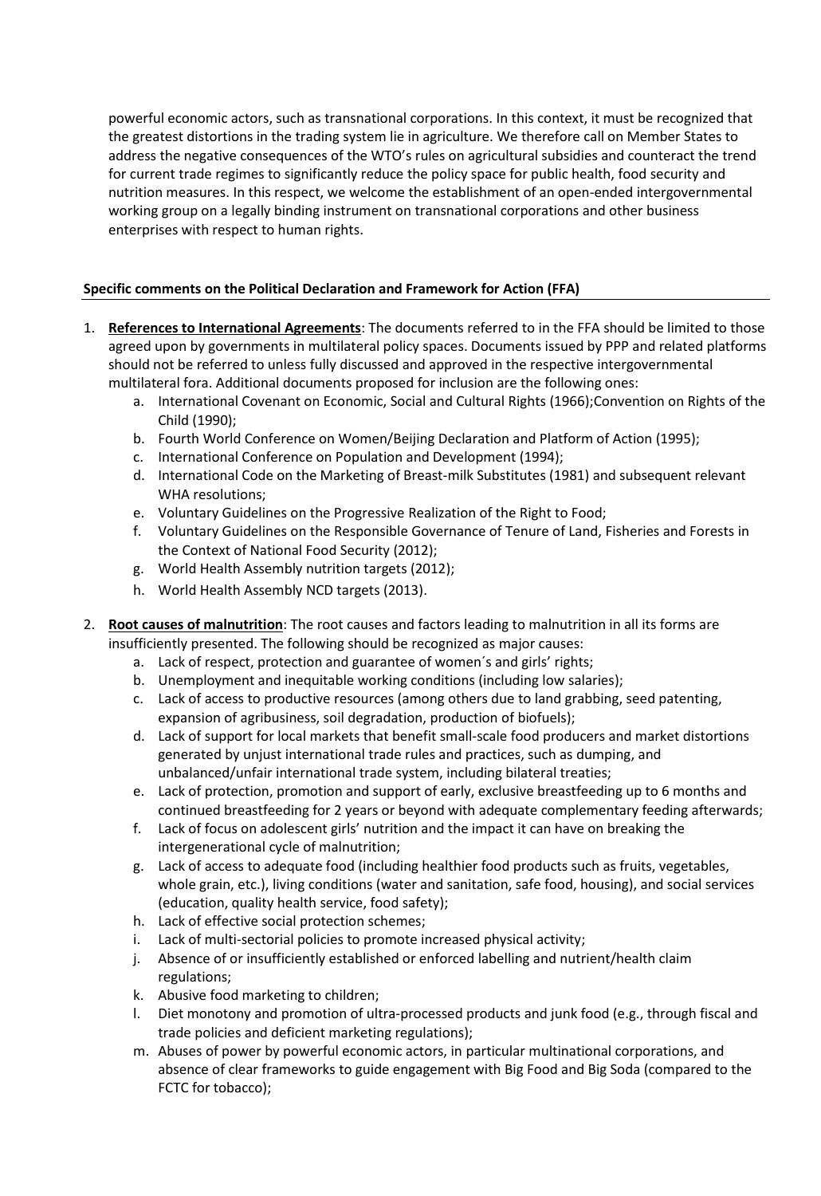powerful economic actors, such as transnational corporations. In this context, it must be recognized that the greatest distortions in the trading system lie in agriculture. We therefore call on Member States to address the negative consequences of the WTO's rules on agricultural subsidies and counteract the trend for current trade regimes to significantly reduce the policy space for public health, food security and nutrition measures. In this respect, we welcome the establishment of an open-ended intergovernmental working group on a legally binding instrument on transnational corporations and other business enterprises with respect to human rights.

**Specific comments on the Political Declaration and Framework for Action (FFA)**

1. **References to International Agreements**: The documents referred to in the FFA should be limited to those agreed upon by governments in multilateral policy spaces. Documents issued by PPP and related platforms should not be referred to unless fully discussed and approved in the respective intergovernmental multilateral fora. Additional documents proposed for inclusion are the following ones:
    a. International Covenant on Economic, Social and Cultural Rights (1966);Convention on Rights of the Child (1990);
    b. Fourth World Conference on Women/Beijing Declaration and Platform of Action (1995);
    c. International Conference on Population and Development (1994);
    d. International Code on the Marketing of Breast-milk Substitutes (1981) and subsequent relevant WHA resolutions;
    e. Voluntary Guidelines on the Progressive Realization of the Right to Food;
    f. Voluntary Guidelines on the Responsible Governance of Tenure of Land, Fisheries and Forests in the Context of National Food Security (2012);
    g. World Health Assembly nutrition targets (2012);
    h. World Health Assembly NCD targets (2013).

2. **Root causes of malnutrition**: The root causes and factors leading to malnutrition in all its forms are insufficiently presented. The following should be recognized as major causes:
    a. Lack of respect, protection and guarantee of women´s and girls' rights;
    b. Unemployment and inequitable working conditions (including low salaries);
    c. Lack of access to productive resources (among others due to land grabbing, seed patenting, expansion of agribusiness, soil degradation, production of biofuels);
    d. Lack of support for local markets that benefit small-scale food producers and market distortions generated by unjust international trade rules and practices, such as dumping, and unbalanced/unfair international trade system, including bilateral treaties;
    e. Lack of protection, promotion and support of early, exclusive breastfeeding up to 6 months and continued breastfeeding for 2 years or beyond with adequate complementary feeding afterwards;
    f. Lack of focus on adolescent girls' nutrition and the impact it can have on breaking the intergenerational cycle of malnutrition;
    g. Lack of access to adequate food (including healthier food products such as fruits, vegetables, whole grain, etc.), living conditions (water and sanitation, safe food, housing), and social services (education, quality health service, food safety);
    h. Lack of effective social protection schemes;
    i. Lack of multi-sectorial policies to promote increased physical activity;
    j. Absence of or insufficiently established or enforced labelling and nutrient/health claim regulations;
    k. Abusive food marketing to children;
    l. Diet monotony and promotion of ultra-processed products and junk food (e.g., through fiscal and trade policies and deficient marketing regulations);
    m. Abuses of power by powerful economic actors, in particular multinational corporations, and absence of clear frameworks to guide engagement with Big Food and Big Soda (compared to the FCTC for tobacco);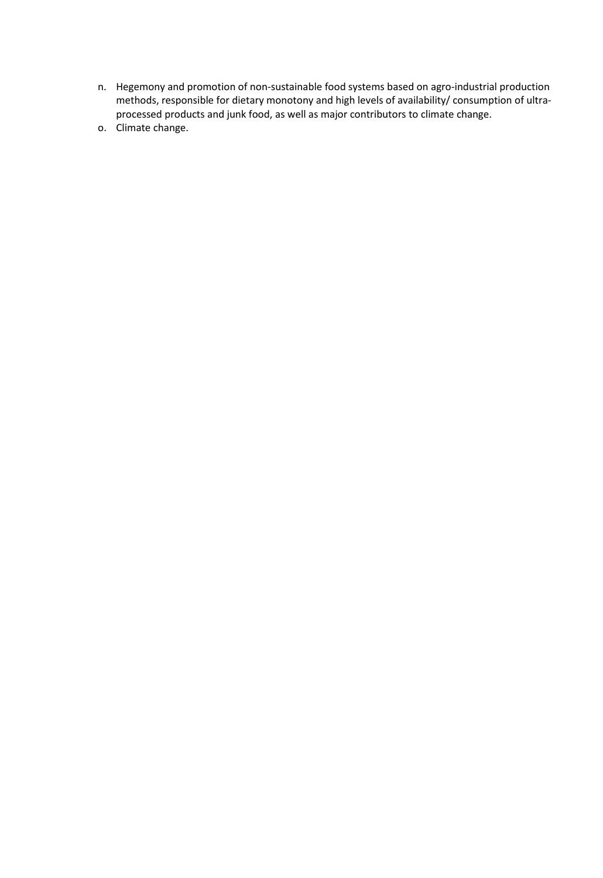n. Hegemony and promotion of non-sustainable food systems based on agro-industrial production methods, responsible for dietary monotony and high levels of availability/ consumption of ultra-processed products and junk food, as well as major contributors to climate change.
o. Climate change.